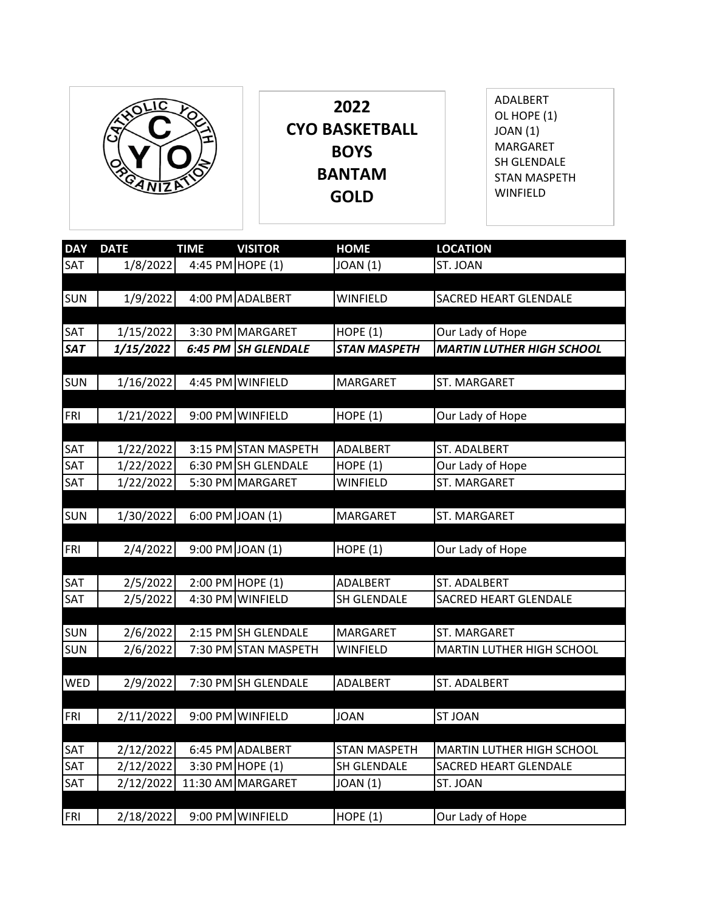# 2022 CYO BASKETBALL BOYS BANTAM GOLD

ADALBERT
OL HOPE (1)
JOAN (1)
MARGARET
SH GLENDALE
STAN MASPETH
WINFIELD

| DAY | DATE | TIME | VISITOR | HOME | LOCATION |
|---|---|---|---|---|---|
| SAT | 1/8/2022 | 4:45 PM | HOPE (1) | JOAN (1) | ST. JOAN |
| | | | | | |
| SUN | 1/9/2022 | 4:00 PM | ADALBERT | WINFIELD | SACRED HEART GLENDALE |
| | | | | | |
| SAT | 1/15/2022 | 3:30 PM | MARGARET | HOPE (1) | Our Lady of Hope |
| ***SAT*** | ***1/15/2022*** | ***6:45 PM*** | ***SH GLENDALE*** | ***STAN MASPETH*** | ***MARTIN LUTHER HIGH SCHOOL*** |
| | | | | | |
| SUN | 1/16/2022 | 4:45 PM | WINFIELD | MARGARET | ST. MARGARET |
| | | | | | |
| FRI | 1/21/2022 | 9:00 PM | WINFIELD | HOPE (1) | Our Lady of Hope |
| | | | | | |
| SAT | 1/22/2022 | 3:15 PM | STAN MASPETH | ADALBERT | ST. ADALBERT |
| SAT | 1/22/2022 | 6:30 PM | SH GLENDALE | HOPE (1) | Our Lady of Hope |
| SAT | 1/22/2022 | 5:30 PM | MARGARET | WINFIELD | ST. MARGARET |
| | | | | | |
| SUN | 1/30/2022 | 6:00 PM | JOAN (1) | MARGARET | ST. MARGARET |
| | | | | | |
| FRI | 2/4/2022 | 9:00 PM | JOAN (1) | HOPE (1) | Our Lady of Hope |
| | | | | | |
| SAT | 2/5/2022 | 2:00 PM | HOPE (1) | ADALBERT | ST. ADALBERT |
| SAT | 2/5/2022 | 4:30 PM | WINFIELD | SH GLENDALE | SACRED HEART GLENDALE |
| | | | | | |
| SUN | 2/6/2022 | 2:15 PM | SH GLENDALE | MARGARET | ST. MARGARET |
| SUN | 2/6/2022 | 7:30 PM | STAN MASPETH | WINFIELD | MARTIN LUTHER HIGH SCHOOL |
| | | | | | |
| WED | 2/9/2022 | 7:30 PM | SH GLENDALE | ADALBERT | ST. ADALBERT |
| | | | | | |
| FRI | 2/11/2022 | 9:00 PM | WINFIELD | JOAN | ST JOAN |
| | | | | | |
| SAT | 2/12/2022 | 6:45 PM | ADALBERT | STAN MASPETH | MARTIN LUTHER HIGH SCHOOL |
| SAT | 2/12/2022 | 3:30 PM | HOPE (1) | SH GLENDALE | SACRED HEART GLENDALE |
| SAT | 2/12/2022 | 11:30 AM | MARGARET | JOAN (1) | ST. JOAN |
| | | | | | |
| FRI | 2/18/2022 | 9:00 PM | WINFIELD | HOPE (1) | Our Lady of Hope |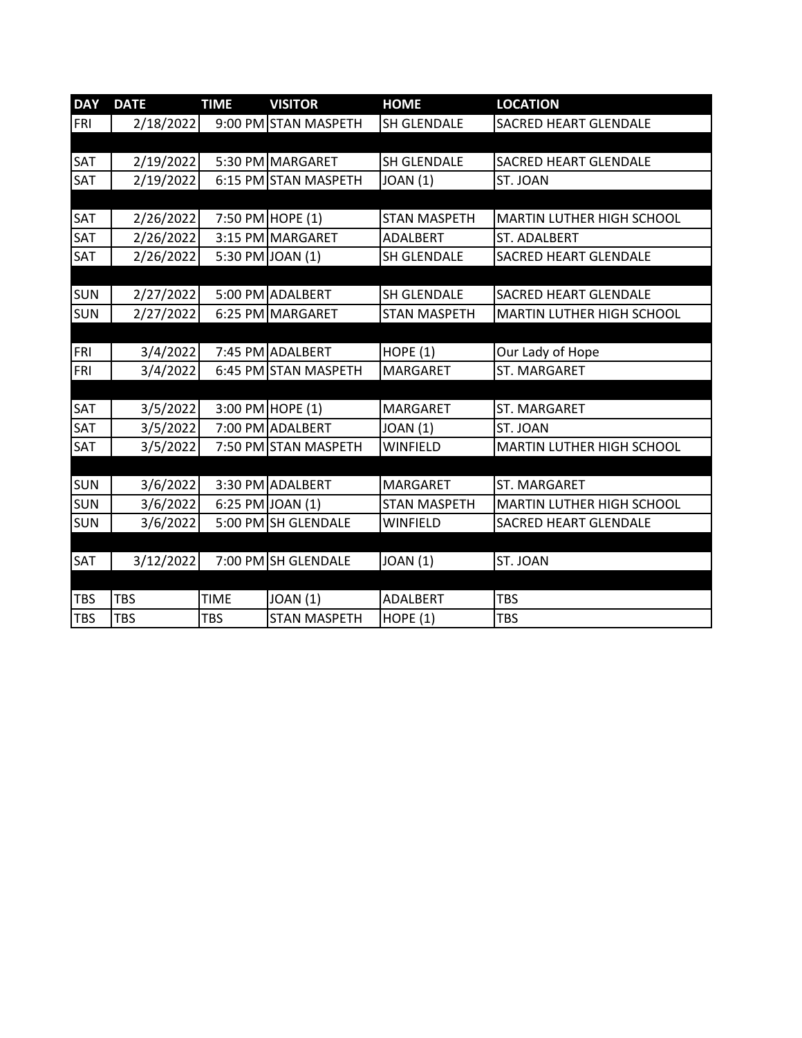| DAY | DATE | TIME | VISITOR | HOME | LOCATION |
|---|---|---|---|---|---|
| FRI | 2/18/2022 | 9:00 PM | STAN MASPETH | SH GLENDALE | SACRED HEART GLENDALE |
| | | | | | |
| SAT | 2/19/2022 | 5:30 PM | MARGARET | SH GLENDALE | SACRED HEART GLENDALE |
| SAT | 2/19/2022 | 6:15 PM | STAN MASPETH | JOAN (1) | ST. JOAN |
| | | | | | |
| SAT | 2/26/2022 | 7:50 PM | HOPE (1) | STAN MASPETH | MARTIN LUTHER HIGH SCHOOL |
| SAT | 2/26/2022 | 3:15 PM | MARGARET | ADALBERT | ST. ADALBERT |
| SAT | 2/26/2022 | 5:30 PM | JOAN (1) | SH GLENDALE | SACRED HEART GLENDALE |
| | | | | | |
| SUN | 2/27/2022 | 5:00 PM | ADALBERT | SH GLENDALE | SACRED HEART GLENDALE |
| SUN | 2/27/2022 | 6:25 PM | MARGARET | STAN MASPETH | MARTIN LUTHER HIGH SCHOOL |
| | | | | | |
| FRI | 3/4/2022 | 7:45 PM | ADALBERT | HOPE (1) | Our Lady of Hope |
| FRI | 3/4/2022 | 6:45 PM | STAN MASPETH | MARGARET | ST. MARGARET |
| | | | | | |
| SAT | 3/5/2022 | 3:00 PM | HOPE (1) | MARGARET | ST. MARGARET |
| SAT | 3/5/2022 | 7:00 PM | ADALBERT | JOAN (1) | ST. JOAN |
| SAT | 3/5/2022 | 7:50 PM | STAN MASPETH | WINFIELD | MARTIN LUTHER HIGH SCHOOL |
| | | | | | |
| SUN | 3/6/2022 | 3:30 PM | ADALBERT | MARGARET | ST. MARGARET |
| SUN | 3/6/2022 | 6:25 PM | JOAN (1) | STAN MASPETH | MARTIN LUTHER HIGH SCHOOL |
| SUN | 3/6/2022 | 5:00 PM | SH GLENDALE | WINFIELD | SACRED HEART GLENDALE |
| | | | | | |
| SAT | 3/12/2022 | 7:00 PM | SH GLENDALE | JOAN (1) | ST. JOAN |
| | | | | | |
| TBS | TBS | TIME | JOAN (1) | ADALBERT | TBS |
| TBS | TBS | TBS | STAN MASPETH | HOPE (1) | TBS |